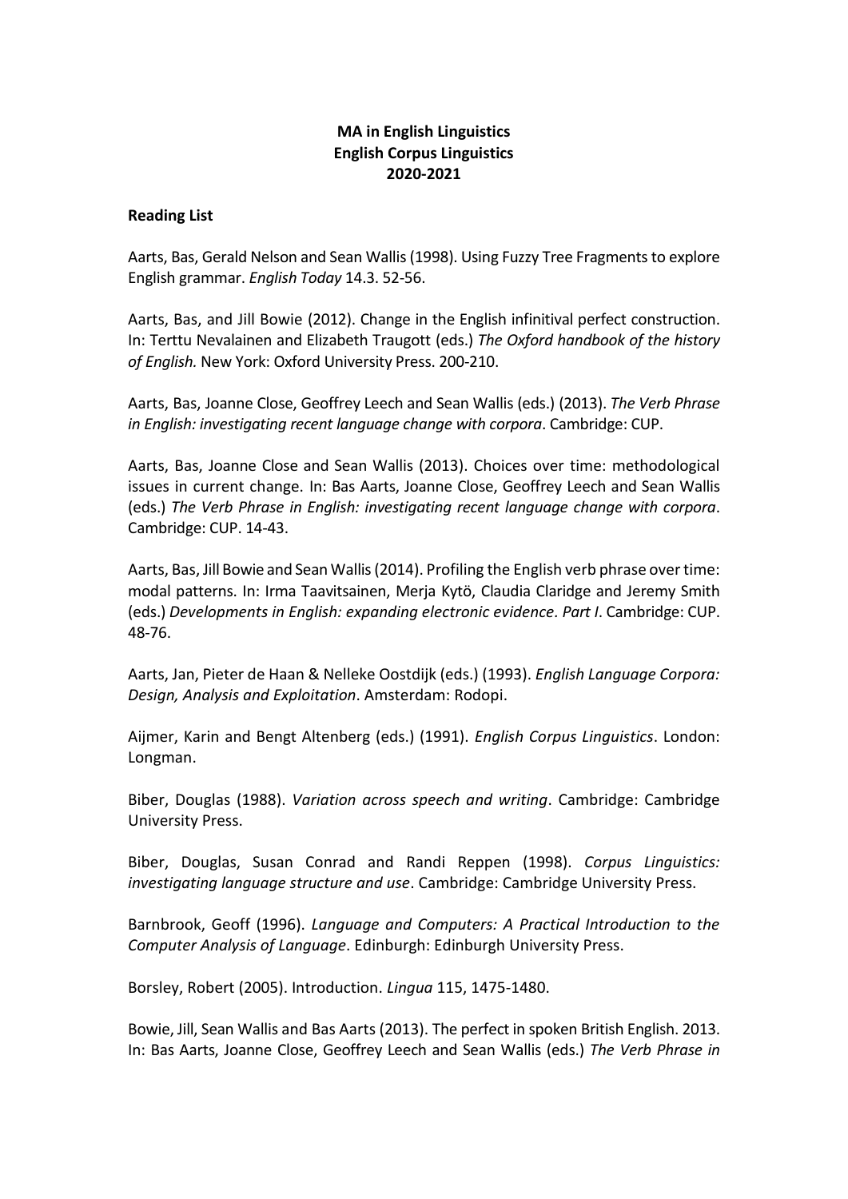**MA in English Linguistics**
**English Corpus Linguistics**
**2020-2021**

**Reading List**

Aarts, Bas, Gerald Nelson and Sean Wallis (1998). Using Fuzzy Tree Fragments to explore English grammar. *English Today* 14.3. 52-56.

Aarts, Bas, and Jill Bowie (2012). Change in the English infinitival perfect construction. In: Terttu Nevalainen and Elizabeth Traugott (eds.) *The Oxford handbook of the history of English.* New York: Oxford University Press. 200-210.

Aarts, Bas, Joanne Close, Geoffrey Leech and Sean Wallis (eds.) (2013). *The Verb Phrase in English: investigating recent language change with corpora*. Cambridge: CUP.

Aarts, Bas, Joanne Close and Sean Wallis (2013). Choices over time: methodological issues in current change. In: Bas Aarts, Joanne Close, Geoffrey Leech and Sean Wallis (eds.) *The Verb Phrase in English: investigating recent language change with corpora*. Cambridge: CUP. 14-43.

Aarts, Bas, Jill Bowie and Sean Wallis (2014). Profiling the English verb phrase over time: modal patterns. In: Irma Taavitsainen, Merja Kytö, Claudia Claridge and Jeremy Smith (eds.) *Developments in English: expanding electronic evidence. Part I*. Cambridge: CUP. 48-76.

Aarts, Jan, Pieter de Haan & Nelleke Oostdijk (eds.) (1993). *English Language Corpora: Design, Analysis and Exploitation*. Amsterdam: Rodopi.

Aijmer, Karin and Bengt Altenberg (eds.) (1991). *English Corpus Linguistics*. London: Longman.

Biber, Douglas (1988). *Variation across speech and writing*. Cambridge: Cambridge University Press.

Biber, Douglas, Susan Conrad and Randi Reppen (1998). *Corpus Linguistics: investigating language structure and use*. Cambridge: Cambridge University Press.

Barnbrook, Geoff (1996). *Language and Computers: A Practical Introduction to the Computer Analysis of Language*. Edinburgh: Edinburgh University Press.

Borsley, Robert (2005). Introduction. *Lingua* 115, 1475-1480.

Bowie, Jill, Sean Wallis and Bas Aarts (2013). The perfect in spoken British English. 2013. In: Bas Aarts, Joanne Close, Geoffrey Leech and Sean Wallis (eds.) *The Verb Phrase in*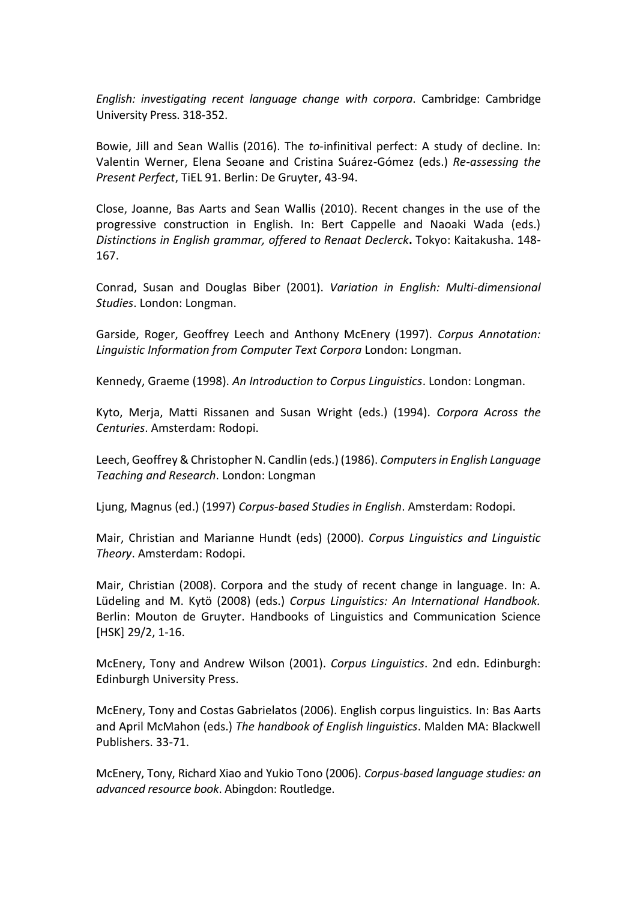*English: investigating recent language change with corpora*. Cambridge: Cambridge University Press. 318-352.

Bowie, Jill and Sean Wallis (2016). The *to*-infinitival perfect: A study of decline. In: Valentin Werner, Elena Seoane and Cristina Suárez-Gómez (eds.) *Re-assessing the Present Perfect*, TiEL 91. Berlin: De Gruyter, 43-94.

Close, Joanne, Bas Aarts and Sean Wallis (2010). Recent changes in the use of the progressive construction in English. In: Bert Cappelle and Naoaki Wada (eds.) *Distinctions in English grammar, offered to Renaat Declerck***.** Tokyo: Kaitakusha. 148-167.

Conrad, Susan and Douglas Biber (2001). *Variation in English: Multi-dimensional Studies*. London: Longman.

Garside, Roger, Geoffrey Leech and Anthony McEnery (1997). *Corpus Annotation: Linguistic Information from Computer Text Corpora* London: Longman.

Kennedy, Graeme (1998). *An Introduction to Corpus Linguistics*. London: Longman.

Kyto, Merja, Matti Rissanen and Susan Wright (eds.) (1994). *Corpora Across the Centuries*. Amsterdam: Rodopi.

Leech, Geoffrey & Christopher N. Candlin (eds.) (1986). *Computers in English Language Teaching and Research*. London: Longman

Ljung, Magnus (ed.) (1997) *Corpus-based Studies in English*. Amsterdam: Rodopi.

Mair, Christian and Marianne Hundt (eds) (2000). *Corpus Linguistics and Linguistic Theory*. Amsterdam: Rodopi.

Mair, Christian (2008). Corpora and the study of recent change in language. In: A. Lüdeling and M. Kytö (2008) (eds.) *Corpus Linguistics: An International Handbook.* Berlin: Mouton de Gruyter. Handbooks of Linguistics and Communication Science [HSK] 29/2, 1-16.

McEnery, Tony and Andrew Wilson (2001). *Corpus Linguistics*. 2nd edn. Edinburgh: Edinburgh University Press.

McEnery, Tony and Costas Gabrielatos (2006). English corpus linguistics. In: Bas Aarts and April McMahon (eds.) *The handbook of English linguistics*. Malden MA: Blackwell Publishers. 33-71.

McEnery, Tony, Richard Xiao and Yukio Tono (2006). *Corpus-based language studies: an advanced resource book*. Abingdon: Routledge.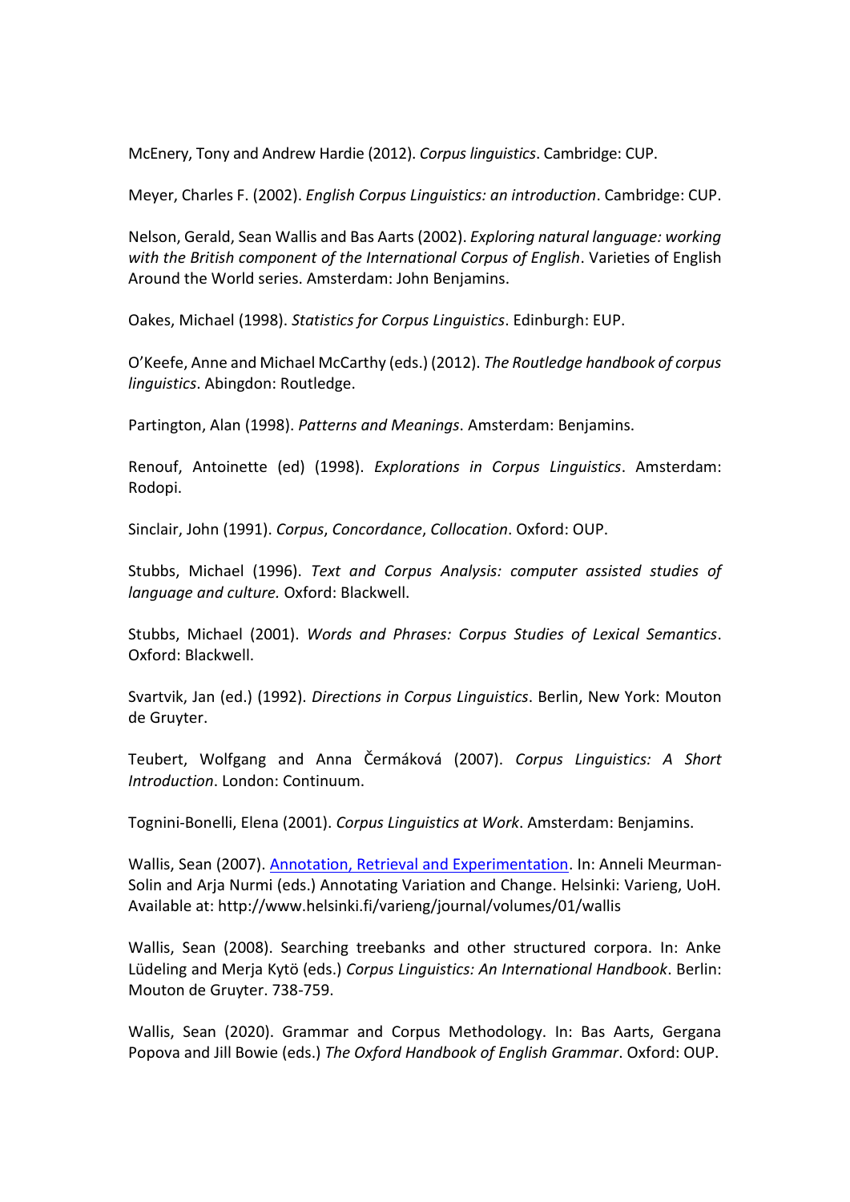McEnery, Tony and Andrew Hardie (2012). *Corpus linguistics*. Cambridge: CUP.

Meyer, Charles F. (2002). *English Corpus Linguistics: an introduction*. Cambridge: CUP.

Nelson, Gerald, Sean Wallis and Bas Aarts (2002). *Exploring natural language: working with the British component of the International Corpus of English*. Varieties of English Around the World series. Amsterdam: John Benjamins.

Oakes, Michael (1998). *Statistics for Corpus Linguistics*. Edinburgh: EUP.

O'Keefe, Anne and Michael McCarthy (eds.) (2012). *The Routledge handbook of corpus linguistics*. Abingdon: Routledge.

Partington, Alan (1998). *Patterns and Meanings*. Amsterdam: Benjamins.

Renouf, Antoinette (ed) (1998). *Explorations in Corpus Linguistics*. Amsterdam: Rodopi.

Sinclair, John (1991). *Corpus*, *Concordance*, *Collocation*. Oxford: OUP.

Stubbs, Michael (1996). *Text and Corpus Analysis: computer assisted studies of language and culture.* Oxford: Blackwell.

Stubbs, Michael (2001). *Words and Phrases: Corpus Studies of Lexical Semantics*. Oxford: Blackwell.

Svartvik, Jan (ed.) (1992). *Directions in Corpus Linguistics*. Berlin, New York: Mouton de Gruyter.

Teubert, Wolfgang and Anna Čermáková (2007). *Corpus Linguistics: A Short Introduction*. London: Continuum.

Tognini-Bonelli, Elena (2001). *Corpus Linguistics at Work*. Amsterdam: Benjamins.

Wallis, Sean (2007). Annotation, Retrieval and Experimentation. In: Anneli Meurman-Solin and Arja Nurmi (eds.) Annotating Variation and Change. Helsinki: Varieng, UoH. Available at: http://www.helsinki.fi/varieng/journal/volumes/01/wallis

Wallis, Sean (2008). Searching treebanks and other structured corpora. In: Anke Lüdeling and Merja Kytö (eds.) *Corpus Linguistics: An International Handbook*. Berlin: Mouton de Gruyter. 738-759.

Wallis, Sean (2020). Grammar and Corpus Methodology. In: Bas Aarts, Gergana Popova and Jill Bowie (eds.) *The Oxford Handbook of English Grammar*. Oxford: OUP.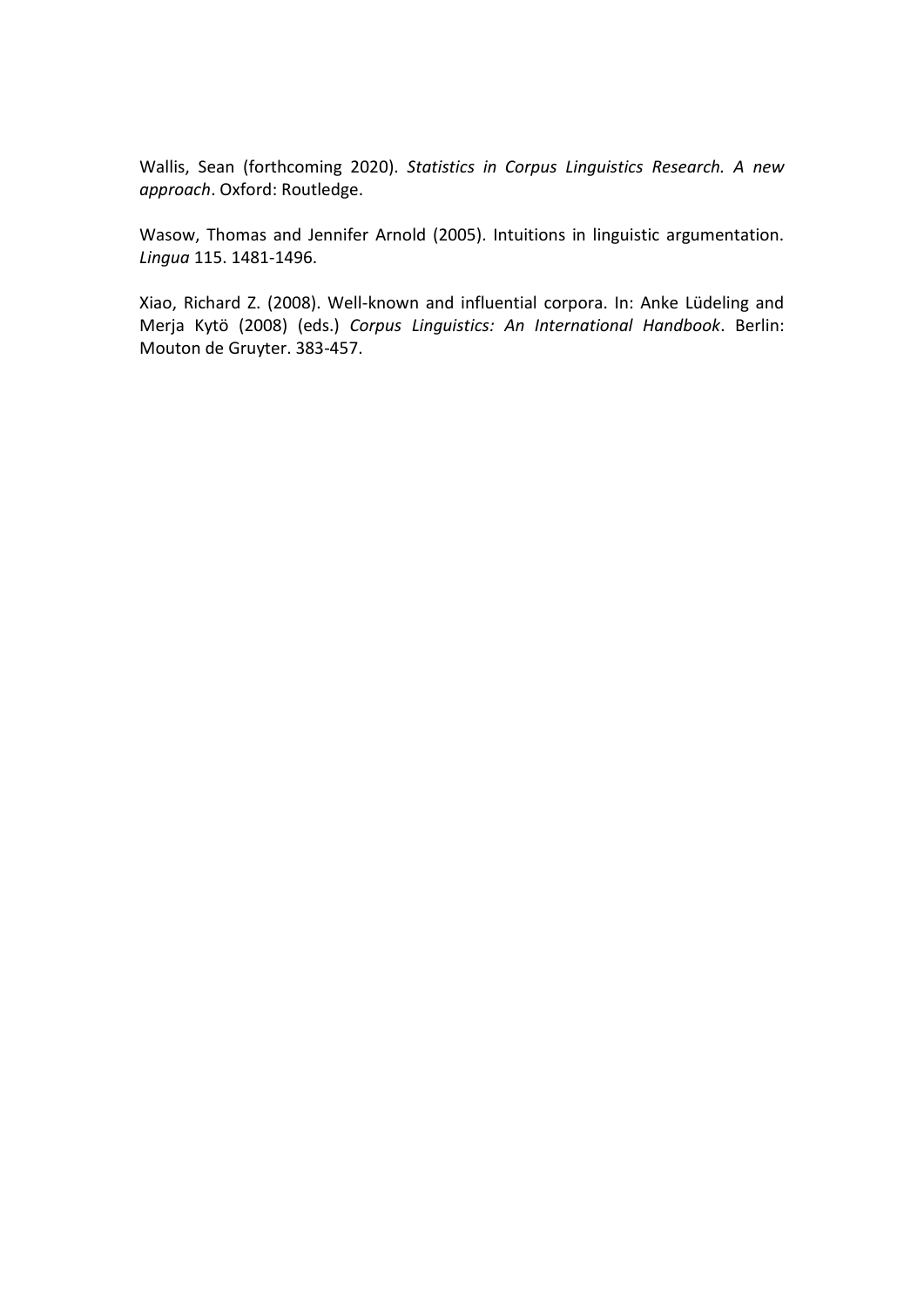Wallis, Sean (forthcoming 2020). *Statistics in Corpus Linguistics Research. A new approach*. Oxford: Routledge.

Wasow, Thomas and Jennifer Arnold (2005). Intuitions in linguistic argumentation. *Lingua* 115. 1481-1496.

Xiao, Richard Z. (2008). Well-known and influential corpora. In: Anke Lüdeling and Merja Kytö (2008) (eds.) *Corpus Linguistics: An International Handbook*. Berlin: Mouton de Gruyter. 383-457.